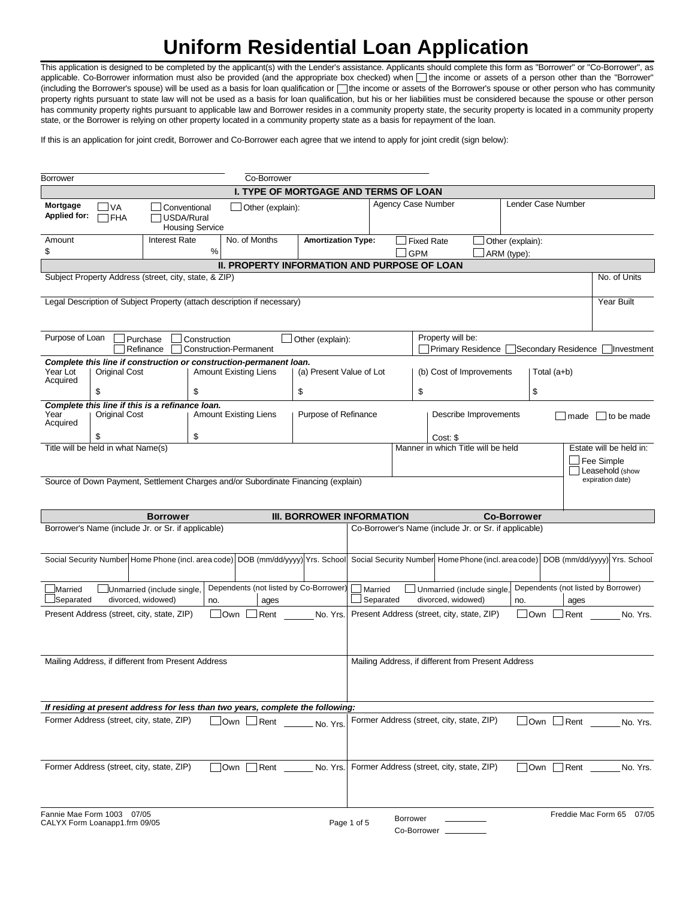# Uniform Residential Loan Application

This application is designed to be completed by the applicant(s) with the Lender's assistance. Applicants should complete this form as "Borrower" or "Co-Borrower", as applicable. Co-Borrower information must also be provided (and the appropriate box checked) when ☐ the income or assets of a person other than the "Borrower" (including the Borrower's spouse) will be used as a basis for loan qualification or ☐ the income or assets of the Borrower's spouse or other person who has community property rights pursuant to state law will not be used as a basis for loan qualification, but his or her liabilities must be considered because the spouse or other person has community property rights pursuant to applicable law and Borrower resides in a community property state, the security property is located in a community property state, or the Borrower is relying on other property located in a community property state as a basis for repayment of the loan.

If this is an application for joint credit, Borrower and Co-Borrower each agree that we intend to apply for joint credit (sign below):

Borrower ______________________ Co-Borrower ______________________

## I. TYPE OF MORTGAGE AND TERMS OF LOAN

| | | | | | |
|---|---|---|---|---|---|
| **Mortgage Applied for:** ☐ VA ☐ FHA | ☐ Conventional ☐ USDA/Rural Housing Service | ☐ Other (explain): | | Agency Case Number | Lender Case Number |
| Amount $ | Interest Rate % | No. of Months | **Amortization Type:** | ☐ Fixed Rate ☐ GPM | ☐ Other (explain): ☐ ARM (type): |

## II. PROPERTY INFORMATION AND PURPOSE OF LOAN

| | |
|---|---|
| Subject Property Address (street, city, state, & ZIP) | No. of Units |
| Legal Description of Subject Property (attach description if necessary) | Year Built |
| Purpose of Loan ☐ Purchase ☐ Refinance ☐ Construction ☐ Construction-Permanent ☐ Other (explain): | Property will be: ☐ Primary Residence ☐ Secondary Residence ☐ Investment |

***Complete this line if construction or construction-permanent loan.***

| Year Lot Acquired | Original Cost | Amount Existing Liens | (a) Present Value of Lot | (b) Cost of Improvements | Total (a+b) |
|---|---|---|---|---|---|
| | $ | $ | $ | $ | $ |

***Complete this line if this is a refinance loan.***

| Year Acquired | Original Cost | Amount Existing Liens | Purpose of Refinance | Describe Improvements ☐ made ☐ to be made |
|---|---|---|---|---|
| | $ | $ | | Cost: $ |

| | | |
|---|---|---|
| Title will be held in what Name(s) | Manner in which Title will be held | Estate will be held in: ☐ Fee Simple ☐ Leasehold (show expiration date) |
| Source of Down Payment, Settlement Charges and/or Subordinate Financing (explain) | | |

## III. BORROWER INFORMATION

| Borrower | Co-Borrower |
|---|---|
| Borrower's Name (include Jr. or Sr. if applicable) | Co-Borrower's Name (include Jr. or Sr. if applicable) |
| Social Security Number / Home Phone (incl. area code) / DOB (mm/dd/yyyy) / Yrs. School | Social Security Number / Home Phone (incl. area code) / DOB (mm/dd/yyyy) / Yrs. School |
| ☐ Married ☐ Separated ☐ Unmarried (include single, divorced, widowed) / Dependents (not listed by Co-Borrower) no. ages | ☐ Married ☐ Separated ☐ Unmarried (include single, divorced, widowed) / Dependents (not listed by Borrower) no. ages |
| Present Address (street, city, state, ZIP) ☐ Own ☐ Rent ______ No. Yrs. | Present Address (street, city, state, ZIP) ☐ Own ☐ Rent ______ No. Yrs. |
| Mailing Address, if different from Present Address | Mailing Address, if different from Present Address |

***If residing at present address for less than two years, complete the following:***

| Borrower | Co-Borrower |
|---|---|
| Former Address (street, city, state, ZIP) ☐ Own ☐ Rent ______ No. Yrs. | Former Address (street, city, state, ZIP) ☐ Own ☐ Rent ______ No. Yrs. |
| Former Address (street, city, state, ZIP) ☐ Own ☐ Rent ______ No. Yrs. | Former Address (street, city, state, ZIP) ☐ Own ☐ Rent ______ No. Yrs. |

Fannie Mae Form 1003 07/05
CALYX Form Loanapp1.frm 09/05

Borrower __________
Co-Borrower __________

Freddie Mac Form 65 07/05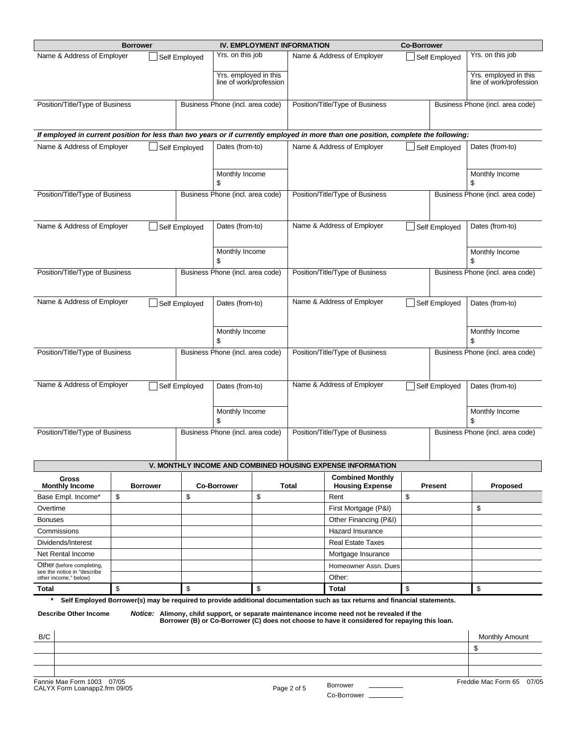## IV. EMPLOYMENT INFORMATION

| Borrower | | | Co-Borrower | | |
|---|---|---|---|---|---|
| Name & Address of Employer | ☐ Self Employed | Yrs. on this job<br>Yrs. employed in this line of work/profession | Name & Address of Employer | ☐ Self Employed | Yrs. on this job<br>Yrs. employed in this line of work/profession |
| Position/Title/Type of Business | | Business Phone (incl. area code) | Position/Title/Type of Business | | Business Phone (incl. area code) |

***If employed in current position for less than two years or if currently employed in more than one position, complete the following:***

| Borrower | | | Co-Borrower | | |
|---|---|---|---|---|---|
| Name & Address of Employer | ☐ Self Employed | Dates (from-to)<br>Monthly Income $ | Name & Address of Employer | ☐ Self Employed | Dates (from-to)<br>Monthly Income $ |
| Position/Title/Type of Business | | Business Phone (incl. area code) | Position/Title/Type of Business | | Business Phone (incl. area code) |
| Name & Address of Employer | ☐ Self Employed | Dates (from-to)<br>Monthly Income $ | Name & Address of Employer | ☐ Self Employed | Dates (from-to)<br>Monthly Income $ |
| Position/Title/Type of Business | | Business Phone (incl. area code) | Position/Title/Type of Business | | Business Phone (incl. area code) |
| Name & Address of Employer | ☐ Self Employed | Dates (from-to)<br>Monthly Income $ | Name & Address of Employer | ☐ Self Employed | Dates (from-to)<br>Monthly Income $ |
| Position/Title/Type of Business | | Business Phone (incl. area code) | Position/Title/Type of Business | | Business Phone (incl. area code) |
| Name & Address of Employer | ☐ Self Employed | Dates (from-to)<br>Monthly Income $ | Name & Address of Employer | ☐ Self Employed | Dates (from-to)<br>Monthly Income $ |
| Position/Title/Type of Business | | Business Phone (incl. area code) | Position/Title/Type of Business | | Business Phone (incl. area code) |

## V. MONTHLY INCOME AND COMBINED HOUSING EXPENSE INFORMATION

| Gross Monthly Income | Borrower | Co-Borrower | Total | Combined Monthly Housing Expense | Present | Proposed |
|---|---|---|---|---|---|---|
| Base Empl. Income* | $ | $ | $ | Rent | $ | |
| Overtime | | | | First Mortgage (P&I) | | $ |
| Bonuses | | | | Other Financing (P&I) | | |
| Commissions | | | | Hazard Insurance | | |
| Dividends/Interest | | | | Real Estate Taxes | | |
| Net Rental Income | | | | Mortgage Insurance | | |
| Other (before completing, see the notice in "describe other income," below) | | | | Homeowner Assn. Dues | | |
| | | | | Other: | | |
| **Total** | $ | $ | $ | **Total** | $ | $ |

\* **Self Employed Borrower(s) may be required to provide additional documentation such as tax returns and financial statements.**

**Describe Other Income** ***Notice:*** **Alimony, child support, or separate maintenance income need not be revealed if the Borrower (B) or Co-Borrower (C) does not choose to have it considered for repaying this loan.**

| B/C | | Monthly Amount |
|---|---|---|
| | | $ |
| | | |
| | | |

Fannie Mae Form 1003 07/05
CALYX Form Loanapp2.frm 09/05

Borrower \_\_\_\_\_\_\_\_\_\_
Co-Borrower \_\_\_\_\_\_\_\_\_\_

Freddie Mac Form 65 07/05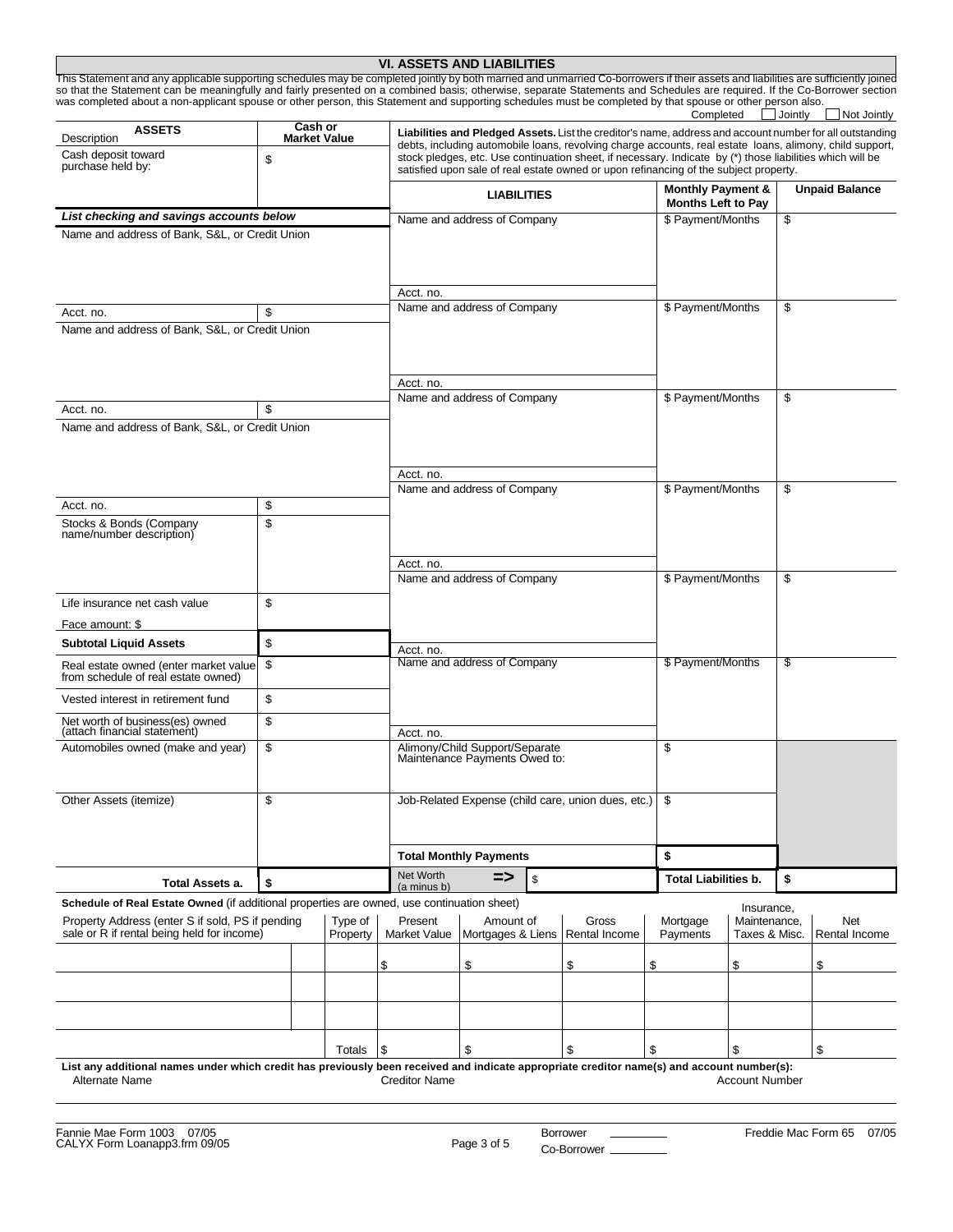## VI. ASSETS AND LIABILITIES

This Statement and any applicable supporting schedules may be completed jointly by both married and unmarried Co-borrowers if their assets and liabilities are sufficiently joined so that the Statement can be meaningfully and fairly presented on a combined basis; otherwise, separate Statements and Schedules are required. If the Co-Borrower section was completed about a non-applicant spouse or other person, this Statement and supporting schedules must be completed by that spouse or other person also.

Completed ☐ Jointly ☐ Not Jointly

| ASSETS Description | Cash or Market Value |
|---|---|
| Cash deposit toward purchase held by: | $ |
| ***List checking and savings accounts below*** | |
| Name and address of Bank, S&L, or Credit Union | |
| Acct. no. | $ |
| Name and address of Bank, S&L, or Credit Union | |
| Acct. no. | $ |
| Name and address of Bank, S&L, or Credit Union | |
| Acct. no. | $ |
| Stocks & Bonds (Company name/number description) | $ |
| Life insurance net cash value | $ |
| Face amount: $ | |
| **Subtotal Liquid Assets** | $ |
| Real estate owned (enter market value from schedule of real estate owned) | $ |
| Vested interest in retirement fund | $ |
| Net worth of business(es) owned (attach financial statement) | $ |
| Automobiles owned (make and year) | $ |
| Other Assets (itemize) | $ |
| **Total Assets a.** | **$** |

**Liabilities and Pledged Assets.** List the creditor's name, address and account number for all outstanding debts, including automobile loans, revolving charge accounts, real estate loans, alimony, child support, stock pledges, etc. Use continuation sheet, if necessary. Indicate by (*) those liabilities which will be satisfied upon sale of real estate owned or upon refinancing of the subject property.

| LIABILITIES | Monthly Payment & Months Left to Pay | Unpaid Balance |
|---|---|---|
| Name and address of Company<br>Acct. no. | $ Payment/Months | $ |
| Name and address of Company<br>Acct. no. | $ Payment/Months | $ |
| Name and address of Company<br>Acct. no. | $ Payment/Months | $ |
| Name and address of Company<br>Acct. no. | $ Payment/Months | $ |
| Name and address of Company<br>Acct. no. | $ Payment/Months | $ |
| Name and address of Company<br>Acct. no. | $ Payment/Months | $ |
| Alimony/Child Support/Separate Maintenance Payments Owed to: | $ | |
| Job-Related Expense (child care, union dues, etc.) | $ | |
| **Total Monthly Payments** | **$** | |
| Net Worth (a minus b) => $ | **Total Liabilities b.** | **$** |

**Schedule of Real Estate Owned** (if additional properties are owned, use continuation sheet)

| Property Address (enter S if sold, PS if pending sale or R if rental being held for income) | | Type of Property | Present Market Value | Amount of Mortgages & Liens | Gross Rental Income | Mortgage Payments | Insurance, Maintenance, Taxes & Misc. | Net Rental Income |
|---|---|---|---|---|---|---|---|---|
| | | | $ | $ | $ | $ | $ | $ |
| | | | | | | | | |
| | | | | | | | | |
| | | Totals | $ | $ | $ | $ | $ | $ |

**List any additional names under which credit has previously been received and indicate appropriate creditor name(s) and account number(s):**

| Alternate Name | Creditor Name | Account Number |
|---|---|---|
| | | |

Fannie Mae Form 1003 07/05
CALYX Form Loanapp3.frm 09/05

Borrower ________
Co-Borrower ________

Freddie Mac Form 65 07/05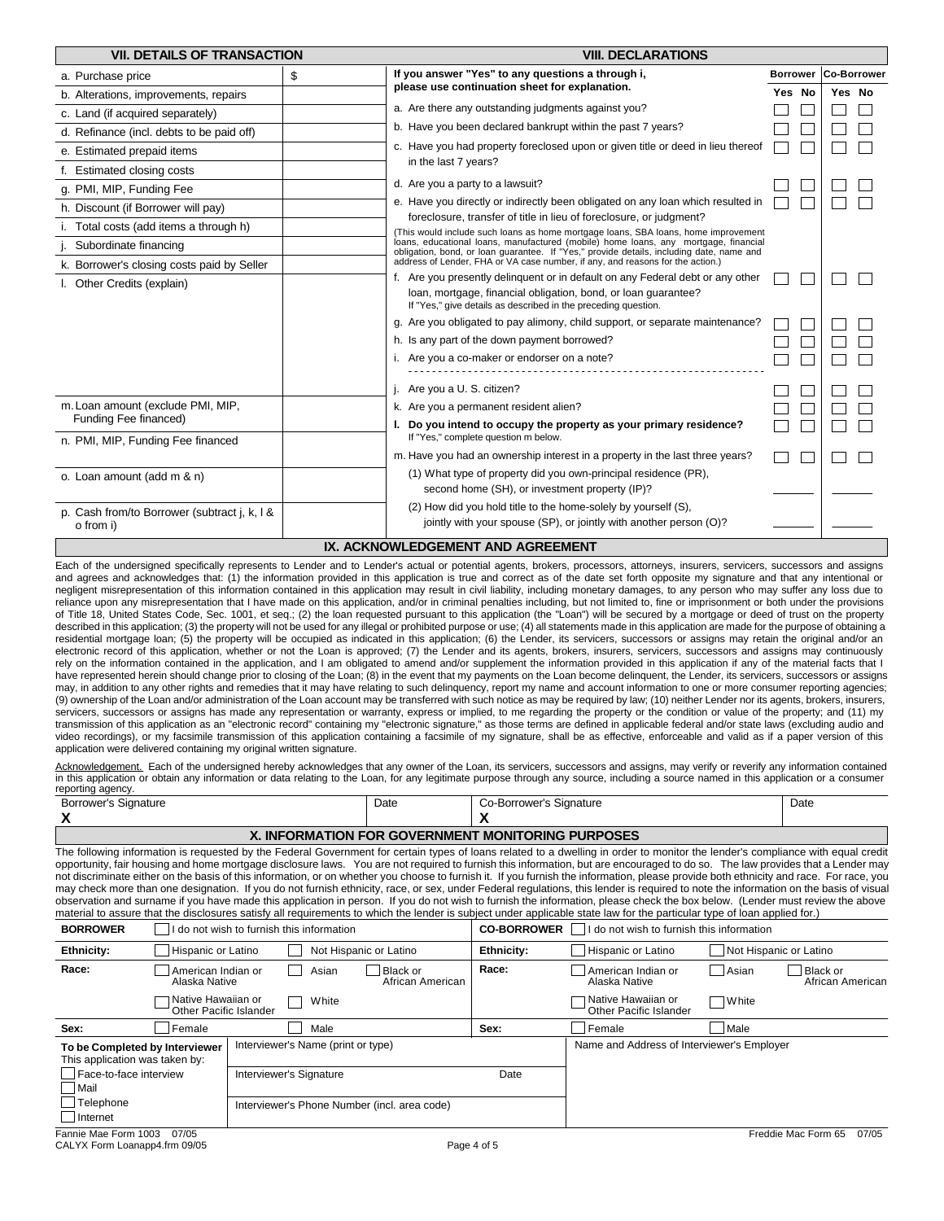## VII. DETAILS OF TRANSACTION

| Item | Amount |
|---|---|
| a. Purchase price | $ |
| b. Alterations, improvements, repairs | |
| c. Land (if acquired separately) | |
| d. Refinance (incl. debts to be paid off) | |
| e. Estimated prepaid items | |
| f. Estimated closing costs | |
| g. PMI, MIP, Funding Fee | |
| h. Discount (if Borrower will pay) | |
| i. Total costs (add items a through h) | |
| j. Subordinate financing | |
| k. Borrower's closing costs paid by Seller | |
| l. Other Credits (explain) | |
| m. Loan amount (exclude PMI, MIP, Funding Fee financed) | |
| n. PMI, MIP, Funding Fee financed | |
| o. Loan amount (add m & n) | |
| p. Cash from/to Borrower (subtract j, k, l & o from i) | |

## VIII. DECLARATIONS

**If you answer "Yes" to any questions a through i, please use continuation sheet for explanation.**

| Question | Borrower Yes | Borrower No | Co-Borrower Yes | Co-Borrower No |
|---|---|---|---|---|
| a. Are there any outstanding judgments against you? | ☐ | ☐ | ☐ | ☐ |
| b. Have you been declared bankrupt within the past 7 years? | ☐ | ☐ | ☐ | ☐ |
| c. Have you had property foreclosed upon or given title or deed in lieu thereof in the last 7 years? | ☐ | ☐ | ☐ | ☐ |
| d. Are you a party to a lawsuit? | ☐ | ☐ | ☐ | ☐ |
| e. Have you directly or indirectly been obligated on any loan which resulted in foreclosure, transfer of title in lieu of foreclosure, or judgment? (This would include such loans as home mortgage loans, SBA loans, home improvement loans, educational loans, manufactured (mobile) home loans, any mortgage, financial obligation, bond, or loan guarantee. If "Yes," provide details, including date, name and address of Lender, FHA or VA case number, if any, and reasons for the action.) | ☐ | ☐ | ☐ | ☐ |
| f. Are you presently delinquent or in default on any Federal debt or any other loan, mortgage, financial obligation, bond, or loan guarantee? If "Yes," give details as described in the preceding question. | ☐ | ☐ | ☐ | ☐ |
| g. Are you obligated to pay alimony, child support, or separate maintenance? | ☐ | ☐ | ☐ | ☐ |
| h. Is any part of the down payment borrowed? | ☐ | ☐ | ☐ | ☐ |
| i. Are you a co-maker or endorser on a note? | ☐ | ☐ | ☐ | ☐ |
| j. Are you a U. S. citizen? | ☐ | ☐ | ☐ | ☐ |
| k. Are you a permanent resident alien? | ☐ | ☐ | ☐ | ☐ |
| **l. Do you intend to occupy the property as your primary residence?** If "Yes," complete question m below. | ☐ | ☐ | ☐ | ☐ |
| m. Have you had an ownership interest in a property in the last three years? | ☐ | ☐ | ☐ | ☐ |
| (1) What type of property did you own-principal residence (PR), second home (SH), or investment property (IP)? | ______ | | ______ | |
| (2) How did you hold title to the home-solely by yourself (S), jointly with your spouse (SP), or jointly with another person (O)? | ______ | | ______ | |

## IX. ACKNOWLEDGEMENT AND AGREEMENT

Each of the undersigned specifically represents to Lender and to Lender's actual or potential agents, brokers, processors, attorneys, insurers, servicers, successors and assigns and agrees and acknowledges that: (1) the information provided in this application is true and correct as of the date set forth opposite my signature and that any intentional or negligent misrepresentation of this information contained in this application may result in civil liability, including monetary damages, to any person who may suffer any loss due to reliance upon any misrepresentation that I have made on this application, and/or in criminal penalties including, but not limited to, fine or imprisonment or both under the provisions of Title 18, United States Code, Sec. 1001, et seq.; (2) the loan requested pursuant to this application (the "Loan") will be secured by a mortgage or deed of trust on the property described in this application; (3) the property will not be used for any illegal or prohibited purpose or use; (4) all statements made in this application are made for the purpose of obtaining a residential mortgage loan; (5) the property will be occupied as indicated in this application; (6) the Lender, its servicers, successors or assigns may retain the original and/or an electronic record of this application, whether or not the Loan is approved; (7) the Lender and its agents, brokers, insurers, servicers, successors and assigns may continuously rely on the information contained in the application, and I am obligated to amend and/or supplement the information provided in this application if any of the material facts that I have represented herein should change prior to closing of the Loan; (8) in the event that my payments on the Loan become delinquent, the Lender, its servicers, successors or assigns may, in addition to any other rights and remedies that it may have relating to such delinquency, report my name and account information to one or more consumer reporting agencies; (9) ownership of the Loan and/or administration of the Loan account may be transferred with such notice as may be required by law; (10) neither Lender nor its agents, brokers, insurers, servicers, successors or assigns has made any representation or warranty, express or implied, to me regarding the property or the condition or value of the property; and (11) my transmission of this application as an "electronic record" containing my "electronic signature," as those terms are defined in applicable federal and/or state laws (excluding audio and video recordings), or my facsimile transmission of this application containing a facsimile of my signature, shall be as effective, enforceable and valid as if a paper version of this application were delivered containing my original written signature.

Acknowledgement. Each of the undersigned hereby acknowledges that any owner of the Loan, its servicers, successors and assigns, may verify or reverify any information contained in this application or obtain any information or data relating to the Loan, for any legitimate purpose through any source, including a source named in this application or a consumer reporting agency.

| Borrower's Signature | Date | Co-Borrower's Signature | Date |
|---|---|---|---|
| **X** | | **X** | |

## X. INFORMATION FOR GOVERNMENT MONITORING PURPOSES

The following information is requested by the Federal Government for certain types of loans related to a dwelling in order to monitor the lender's compliance with equal credit opportunity, fair housing and home mortgage disclosure laws. You are not required to furnish this information, but are encouraged to do so. The law provides that a Lender may not discriminate either on the basis of this information, or on whether you choose to furnish it. If you furnish the information, please provide both ethnicity and race. For race, you may check more than one designation. If you do not furnish ethnicity, race, or sex, under Federal regulations, this lender is required to note the information on the basis of visual observation and surname if you have made this application in person. If you do not wish to furnish the information, please check the box below. (Lender must review the above material to assure that the disclosures satisfy all requirements to which the lender is subject under applicable state law for the particular type of loan applied for.)

| **BORROWER** | ☐ I do not wish to furnish this information | | | **CO-BORROWER** | ☐ I do not wish to furnish this information | | |
|---|---|---|---|---|---|---|---|
| **Ethnicity:** | ☐ Hispanic or Latino | ☐ Not Hispanic or Latino | | **Ethnicity:** | ☐ Hispanic or Latino | ☐ Not Hispanic or Latino | |
| **Race:** | ☐ American Indian or Alaska Native | ☐ Asian | ☐ Black or African American | **Race:** | ☐ American Indian or Alaska Native | ☐ Asian | ☐ Black or African American |
| | ☐ Native Hawaiian or Other Pacific Islander | ☐ White | | | ☐ Native Hawaiian or Other Pacific Islander | ☐ White | |
| **Sex:** | ☐ Female | ☐ Male | | **Sex:** | ☐ Female | ☐ Male | |

| **To be Completed by Interviewer** This application was taken by: | Interviewer's Name (print or type) | | Name and Address of Interviewer's Employer |
|---|---|---|---|
| ☐ Face-to-face interview<br>☐ Mail | Interviewer's Signature | Date | |
| ☐ Telephone<br>☐ Internet | Interviewer's Phone Number (incl. area code) | | |

Fannie Mae Form 1003 07/05
CALYX Form Loanapp4.frm 09/05

Freddie Mac Form 65 07/05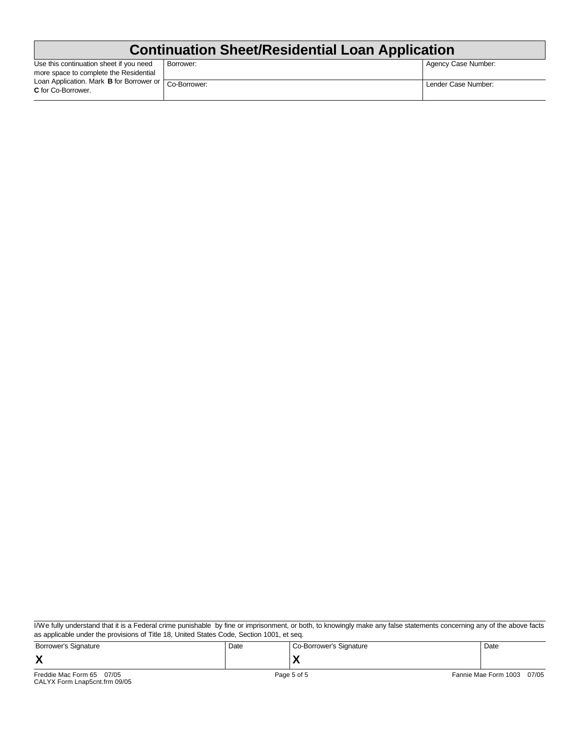# Continuation Sheet/Residential Loan Application

| | | |
|---|---|---|
| Use this continuation sheet if you need more space to complete the Residential Loan Application. Mark **B** for Borrower or **C** for Co-Borrower. | Borrower: | Agency Case Number: |
| | Co-Borrower: | Lender Case Number: |

I/We fully understand that it is a Federal crime punishable by fine or imprisonment, or both, to knowingly make any false statements concerning any of the above facts as applicable under the provisions of Title 18, United States Code, Section 1001, et seq.

| Borrower's Signature | Date | Co-Borrower's Signature | Date |
|---|---|---|---|
| **X** | | **X** | |

Freddie Mac Form 65 07/05
CALYX Form Lnap5cnt.frm 09/05

Fannie Mae Form 1003 07/05